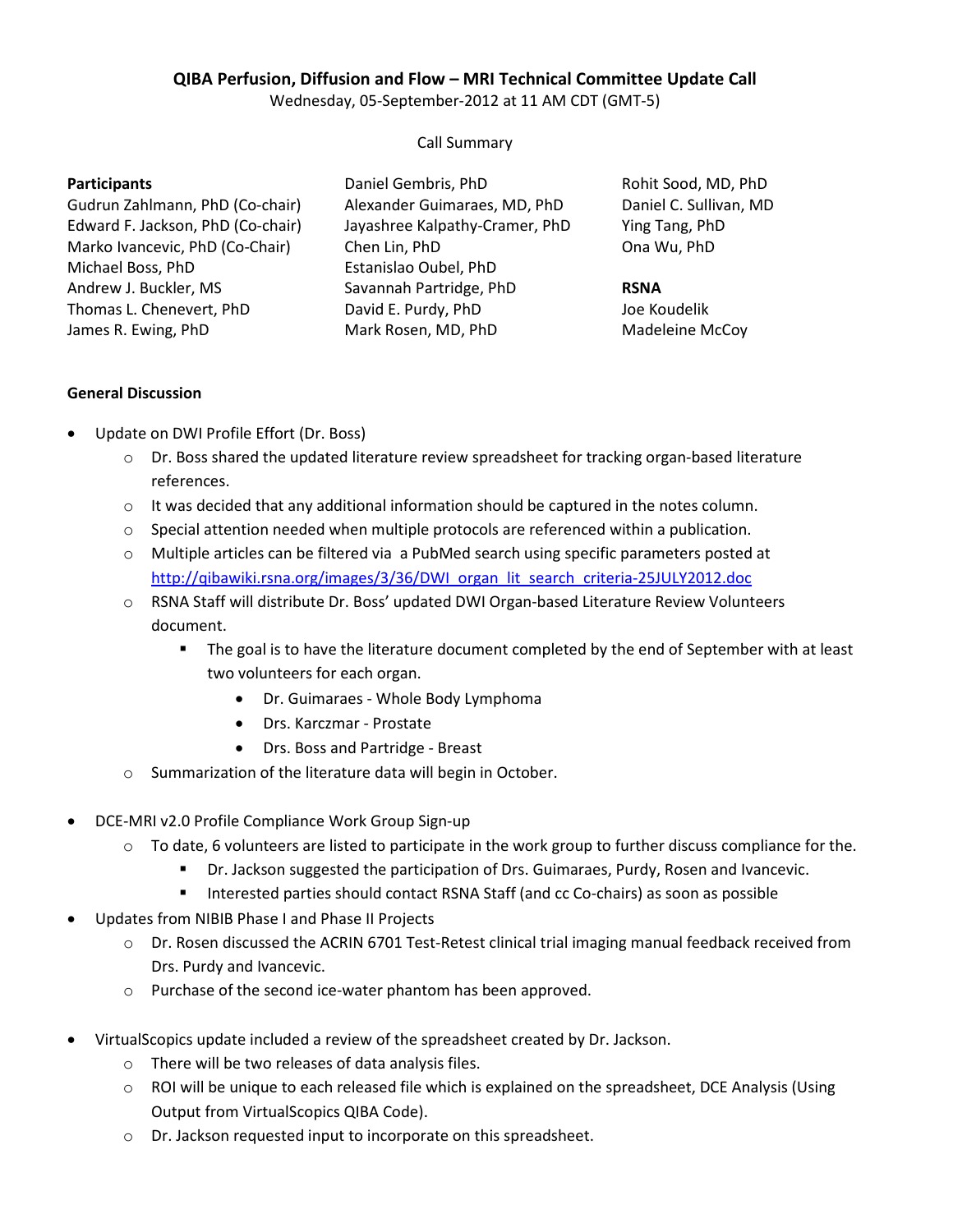**QIBA Perfusion, Diffusion and Flow – MRI Technical Committee Update Call**

Wednesday, 05-September-2012 at 11 AM CDT (GMT-5)

Call Summary

**Participants**

Gudrun Zahlmann, PhD (Co-chair)
Edward F. Jackson, PhD (Co-chair)
Marko Ivancevic, PhD (Co-Chair)
Michael Boss, PhD
Andrew J. Buckler, MS
Thomas L. Chenevert, PhD
James R. Ewing, PhD
Daniel Gembris, PhD
Alexander Guimaraes, MD, PhD
Jayashree Kalpathy-Cramer, PhD
Chen Lin, PhD
Estanislao Oubel, PhD
Savannah Partridge, PhD
David E. Purdy, PhD
Mark Rosen, MD, PhD
Rohit Sood, MD, PhD
Daniel C. Sullivan, MD
Ying Tang, PhD
Ona Wu, PhD

**RSNA**

Joe Koudelik
Madeleine McCoy

**General Discussion**

- Update on DWI Profile Effort (Dr. Boss)
  - Dr. Boss shared the updated literature review spreadsheet for tracking organ-based literature references.
  - It was decided that any additional information should be captured in the notes column.
  - Special attention needed when multiple protocols are referenced within a publication.
  - Multiple articles can be filtered via a PubMed search using specific parameters posted at http://qibawiki.rsna.org/images/3/36/DWI_organ_lit_search_criteria-25JULY2012.doc
  - RSNA Staff will distribute Dr. Boss' updated DWI Organ-based Literature Review Volunteers document.
    - The goal is to have the literature document completed by the end of September with at least two volunteers for each organ.
      - Dr. Guimaraes - Whole Body Lymphoma
      - Drs. Karczmar - Prostate
      - Drs. Boss and Partridge - Breast
  - Summarization of the literature data will begin in October.

- DCE-MRI v2.0 Profile Compliance Work Group Sign-up
  - To date, 6 volunteers are listed to participate in the work group to further discuss compliance for the.
    - Dr. Jackson suggested the participation of Drs. Guimaraes, Purdy, Rosen and Ivancevic.
    - Interested parties should contact RSNA Staff (and cc Co-chairs) as soon as possible
- Updates from NIBIB Phase I and Phase II Projects
  - Dr. Rosen discussed the ACRIN 6701 Test-Retest clinical trial imaging manual feedback received from Drs. Purdy and Ivancevic.
  - Purchase of the second ice-water phantom has been approved.

- VirtualScopics update included a review of the spreadsheet created by Dr. Jackson.
  - There will be two releases of data analysis files.
  - ROI will be unique to each released file which is explained on the spreadsheet, DCE Analysis (Using Output from VirtualScopics QIBA Code).
  - Dr. Jackson requested input to incorporate on this spreadsheet.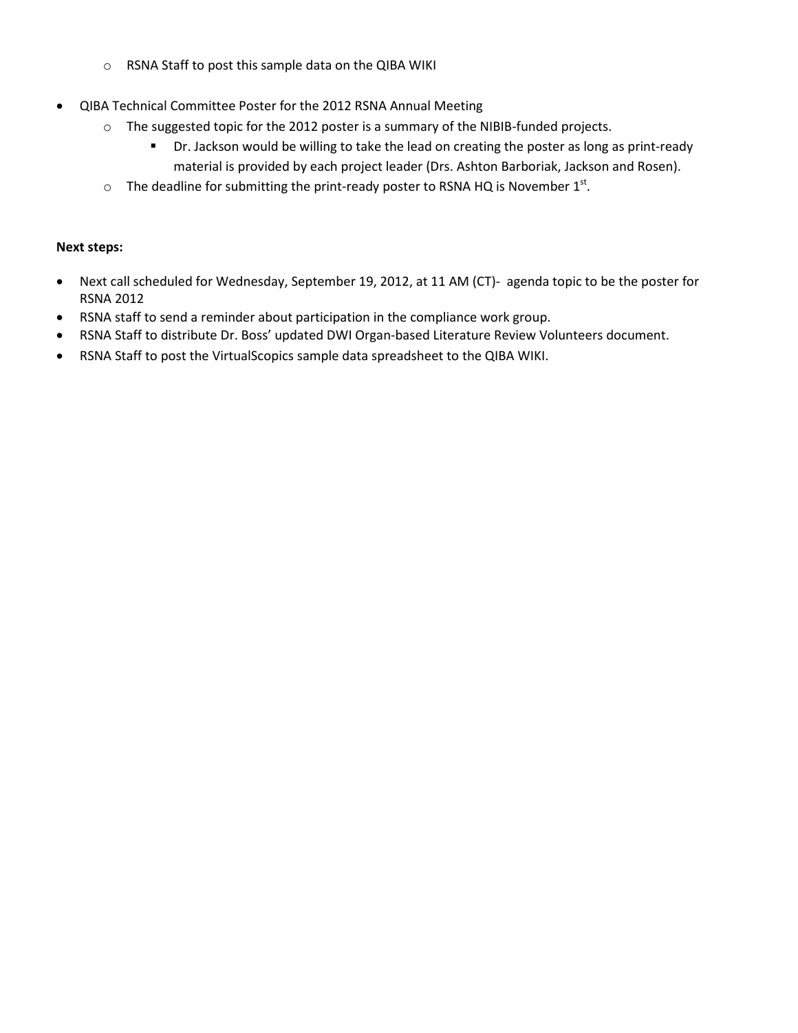- RSNA Staff to post this sample data on the QIBA WIKI

- QIBA Technical Committee Poster for the 2012 RSNA Annual Meeting
  - The suggested topic for the 2012 poster is a summary of the NIBIB-funded projects.
    - Dr. Jackson would be willing to take the lead on creating the poster as long as print-ready material is provided by each project leader (Drs. Ashton Barboriak, Jackson and Rosen).
  - The deadline for submitting the print-ready poster to RSNA HQ is November 1st.

**Next steps:**

- Next call scheduled for Wednesday, September 19, 2012, at 11 AM (CT)- agenda topic to be the poster for RSNA 2012
- RSNA staff to send a reminder about participation in the compliance work group.
- RSNA Staff to distribute Dr. Boss' updated DWI Organ-based Literature Review Volunteers document.
- RSNA Staff to post the VirtualScopics sample data spreadsheet to the QIBA WIKI.